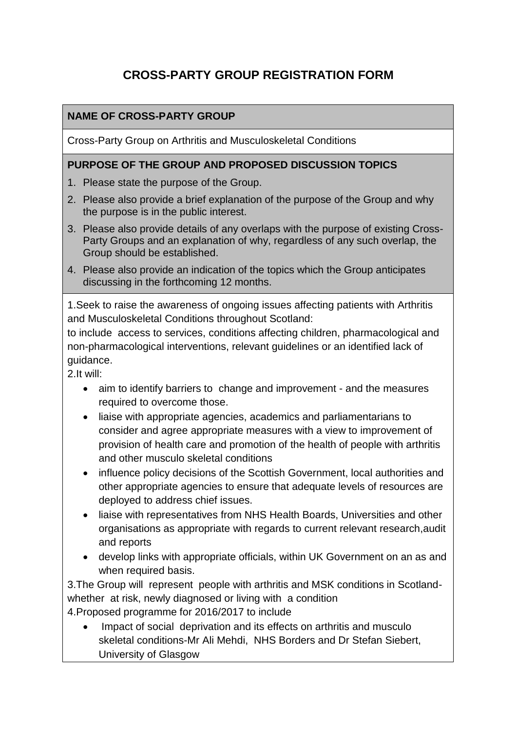# CROSS-PARTY GROUP REGISTRATION FORM

## NAME OF CROSS-PARTY GROUP

Cross-Party Group on Arthritis and Musculoskeletal Conditions

## PURPOSE OF THE GROUP AND PROPOSED DISCUSSION TOPICS

1. Please state the purpose of the Group.
2. Please also provide a brief explanation of the purpose of the Group and why the purpose is in the public interest.
3. Please also provide details of any overlaps with the purpose of existing Cross-Party Groups and an explanation of why, regardless of any such overlap, the Group should be established.
4. Please also provide an indication of the topics which the Group anticipates discussing in the forthcoming 12 months.

1.Seek to raise the awareness of ongoing issues affecting patients with Arthritis and Musculoskeletal Conditions throughout Scotland:
to include access to services, conditions affecting children, pharmacological and non-pharmacological interventions, relevant guidelines or an identified lack of guidance.

2.It will:

- aim to identify barriers to change and improvement - and the measures required to overcome those.
- liaise with appropriate agencies, academics and parliamentarians to consider and agree appropriate measures with a view to improvement of provision of health care and promotion of the health of people with arthritis and other musculo skeletal conditions
- influence policy decisions of the Scottish Government, local authorities and other appropriate agencies to ensure that adequate levels of resources are deployed to address chief issues.
- liaise with representatives from NHS Health Boards, Universities and other organisations as appropriate with regards to current relevant research,audit and reports
- develop links with appropriate officials, within UK Government on an as and when required basis.

3.The Group will represent people with arthritis and MSK conditions in Scotland- whether at risk, newly diagnosed or living with a condition

4.Proposed programme for 2016/2017 to include

- Impact of social deprivation and its effects on arthritis and musculo skeletal conditions-Mr Ali Mehdi, NHS Borders and Dr Stefan Siebert, University of Glasgow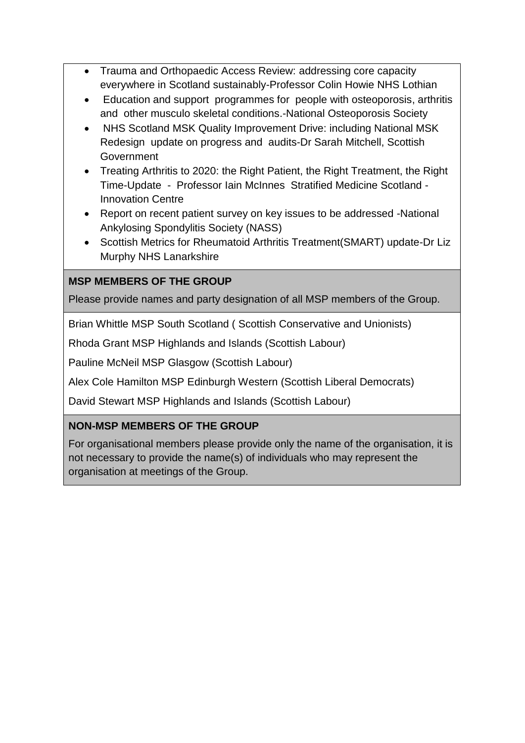- Trauma and Orthopaedic Access Review: addressing core capacity everywhere in Scotland sustainably-Professor Colin Howie NHS Lothian
- Education and support programmes for people with osteoporosis, arthritis and other musculo skeletal conditions.-National Osteoporosis Society
- NHS Scotland MSK Quality Improvement Drive: including National MSK Redesign update on progress and audits-Dr Sarah Mitchell, Scottish Government
- Treating Arthritis to 2020: the Right Patient, the Right Treatment, the Right Time-Update - Professor Iain McInnes Stratified Medicine Scotland - Innovation Centre
- Report on recent patient survey on key issues to be addressed -National Ankylosing Spondylitis Society (NASS)
- Scottish Metrics for Rheumatoid Arthritis Treatment(SMART) update-Dr Liz Murphy NHS Lanarkshire

**MSP MEMBERS OF THE GROUP**

Please provide names and party designation of all MSP members of the Group.

Brian Whittle MSP South Scotland ( Scottish Conservative and Unionists)

Rhoda Grant MSP Highlands and Islands (Scottish Labour)

Pauline McNeil MSP Glasgow (Scottish Labour)

Alex Cole Hamilton MSP Edinburgh Western (Scottish Liberal Democrats)

David Stewart MSP Highlands and Islands (Scottish Labour)

**NON-MSP MEMBERS OF THE GROUP**

For organisational members please provide only the name of the organisation, it is not necessary to provide the name(s) of individuals who may represent the organisation at meetings of the Group.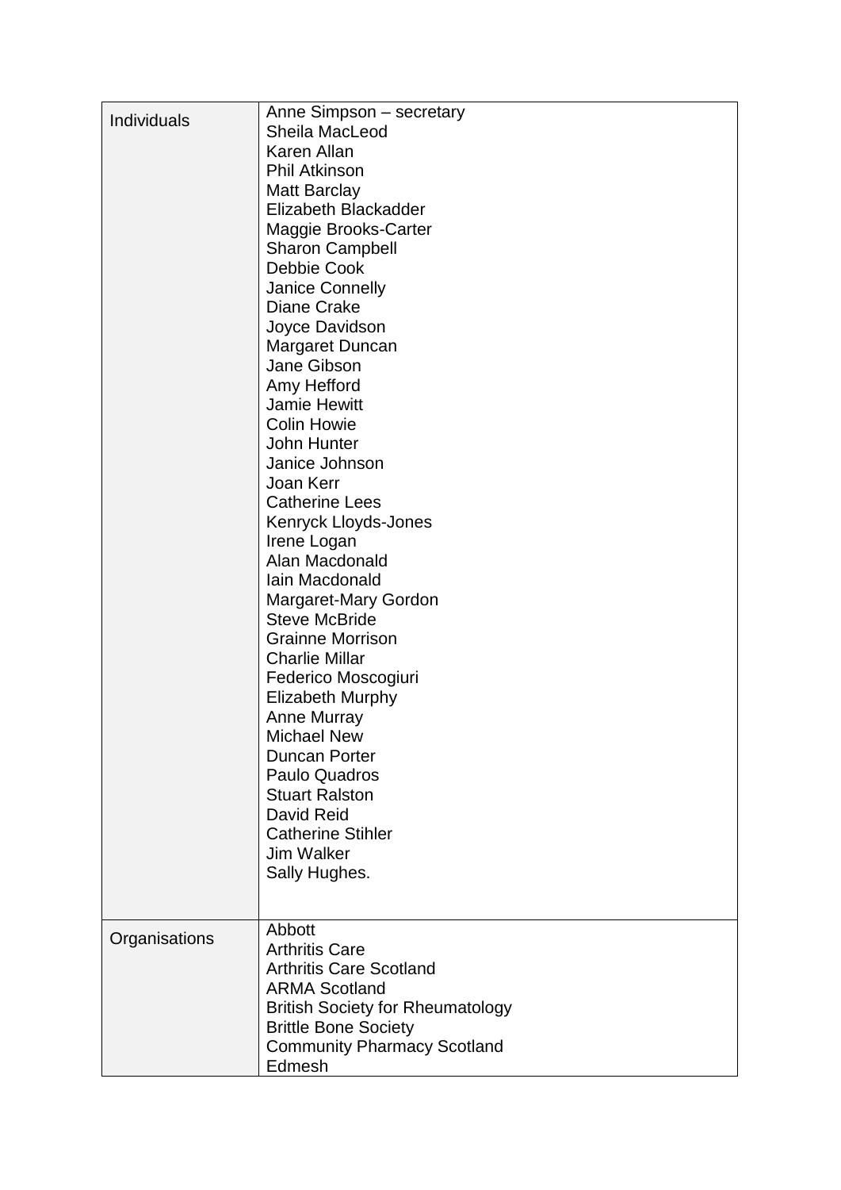| | |
|---|---|
| Individuals | Anne Simpson – secretary<br>Sheila MacLeod<br>Karen Allan<br>Phil Atkinson<br>Matt Barclay<br>Elizabeth Blackadder<br>Maggie Brooks-Carter<br>Sharon Campbell<br>Debbie Cook<br>Janice Connelly<br>Diane Crake<br>Joyce Davidson<br>Margaret Duncan<br>Jane Gibson<br>Amy Hefford<br>Jamie Hewitt<br>Colin Howie<br>John Hunter<br>Janice Johnson<br>Joan Kerr<br>Catherine Lees<br>Kenryck Lloyds-Jones<br>Irene Logan<br>Alan Macdonald<br>Iain Macdonald<br>Margaret-Mary Gordon<br>Steve McBride<br>Grainne Morrison<br>Charlie Millar<br>Federico Moscogiuri<br>Elizabeth Murphy<br>Anne Murray<br>Michael New<br>Duncan Porter<br>Paulo Quadros<br>Stuart Ralston<br>David Reid<br>Catherine Stihler<br>Jim Walker<br>Sally Hughes. |
| Organisations | Abbott<br>Arthritis Care<br>Arthritis Care Scotland<br>ARMA Scotland<br>British Society for Rheumatology<br>Brittle Bone Society<br>Community Pharmacy Scotland<br>Edmesh |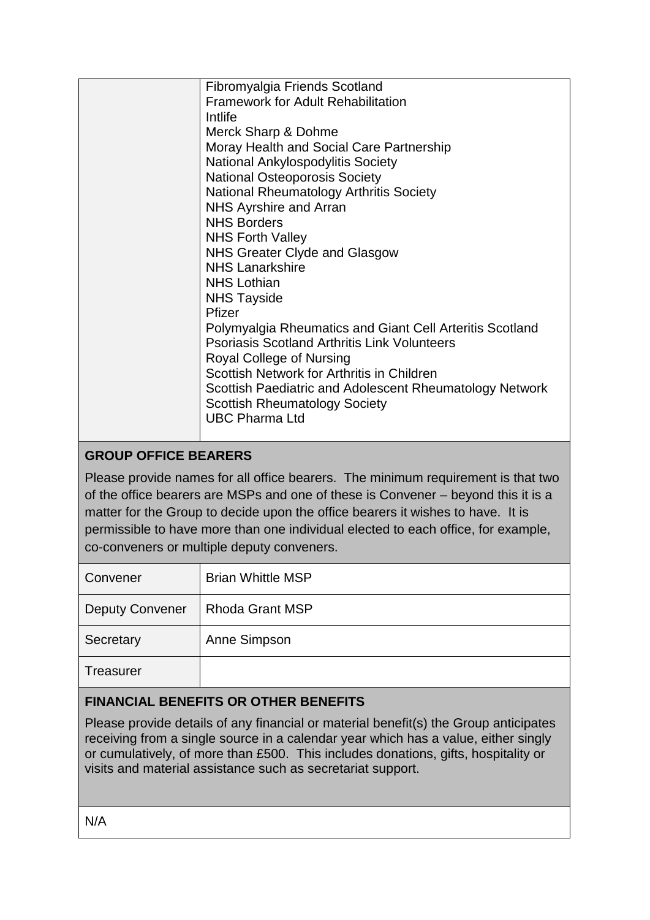| | |
|---|---|
| | Fibromyalgia Friends Scotland<br>Framework for Adult Rehabilitation<br>Intlife<br>Merck Sharp & Dohme<br>Moray Health and Social Care Partnership<br>National Ankylospodylitis Society<br>National Osteoporosis Society<br>National Rheumatology Arthritis Society<br>NHS Ayrshire and Arran<br>NHS Borders<br>NHS Forth Valley<br>NHS Greater Clyde and Glasgow<br>NHS Lanarkshire<br>NHS Lothian<br>NHS Tayside<br>Pfizer<br>Polymyalgia Rheumatics and Giant Cell Arteritis Scotland<br>Psoriasis Scotland Arthritis Link Volunteers<br>Royal College of Nursing<br>Scottish Network for Arthritis in Children<br>Scottish Paediatric and Adolescent Rheumatology Network<br>Scottish Rheumatology Society<br>UBC Pharma Ltd |

**GROUP OFFICE BEARERS**

Please provide names for all office bearers. The minimum requirement is that two of the office bearers are MSPs and one of these is Convener – beyond this it is a matter for the Group to decide upon the office bearers it wishes to have. It is permissible to have more than one individual elected to each office, for example, co-conveners or multiple deputy conveners.

| | |
|---|---|
| Convener | Brian Whittle MSP |
| Deputy Convener | Rhoda Grant MSP |
| Secretary | Anne Simpson |
| Treasurer | |

**FINANCIAL BENEFITS OR OTHER BENEFITS**

Please provide details of any financial or material benefit(s) the Group anticipates receiving from a single source in a calendar year which has a value, either singly or cumulatively, of more than £500. This includes donations, gifts, hospitality or visits and material assistance such as secretariat support.

N/A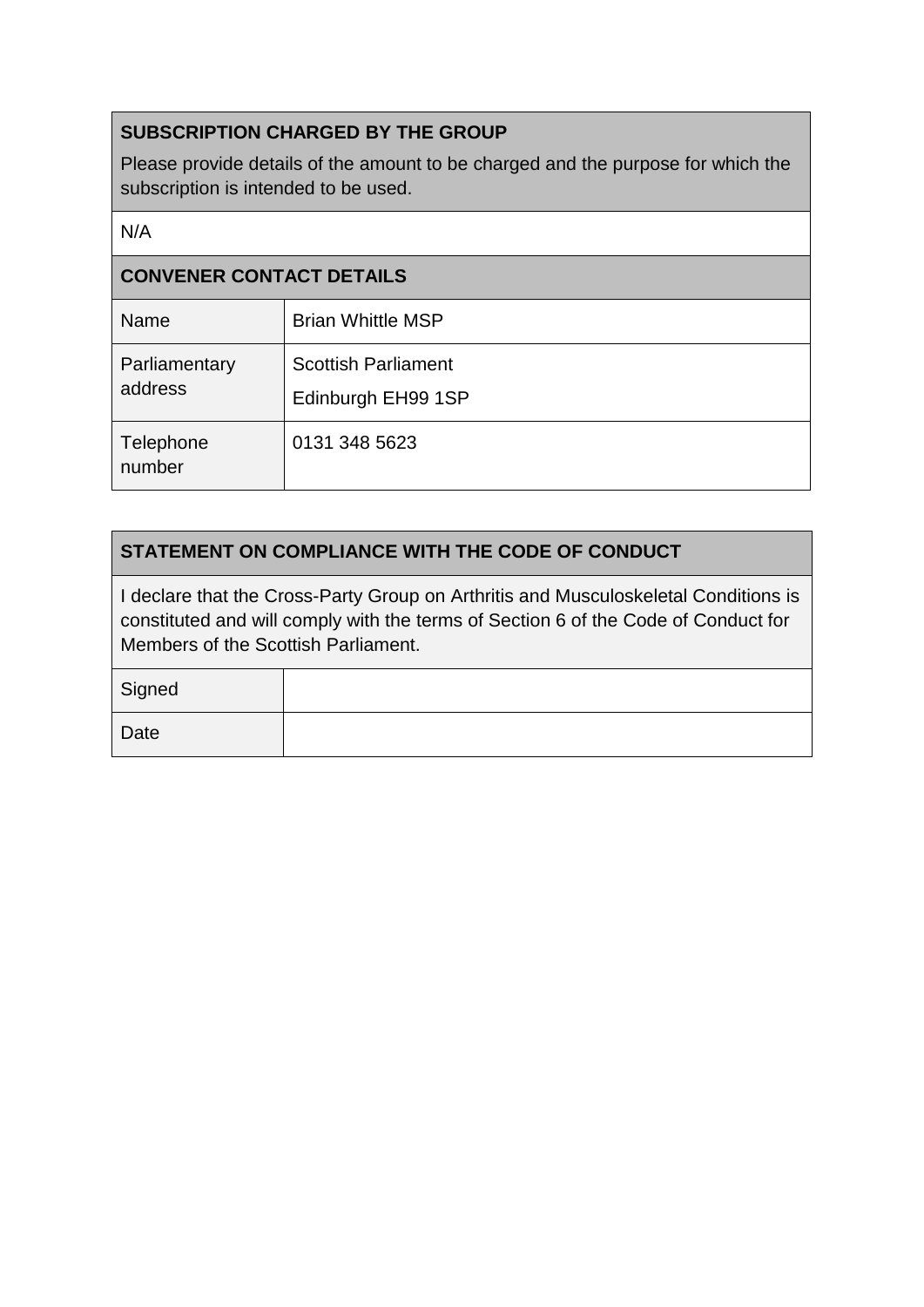## SUBSCRIPTION CHARGED BY THE GROUP

Please provide details of the amount to be charged and the purpose for which the subscription is intended to be used.

N/A

## CONVENER CONTACT DETAILS

| | |
|---|---|
| Name | Brian Whittle MSP |
| Parliamentary address | Scottish Parliament<br>Edinburgh EH99 1SP |
| Telephone number | 0131 348 5623 |

## STATEMENT ON COMPLIANCE WITH THE CODE OF CONDUCT

I declare that the Cross-Party Group on Arthritis and Musculoskeletal Conditions is constituted and will comply with the terms of Section 6 of the Code of Conduct for Members of the Scottish Parliament.

| | |
|---|---|
| Signed | |
| Date | |